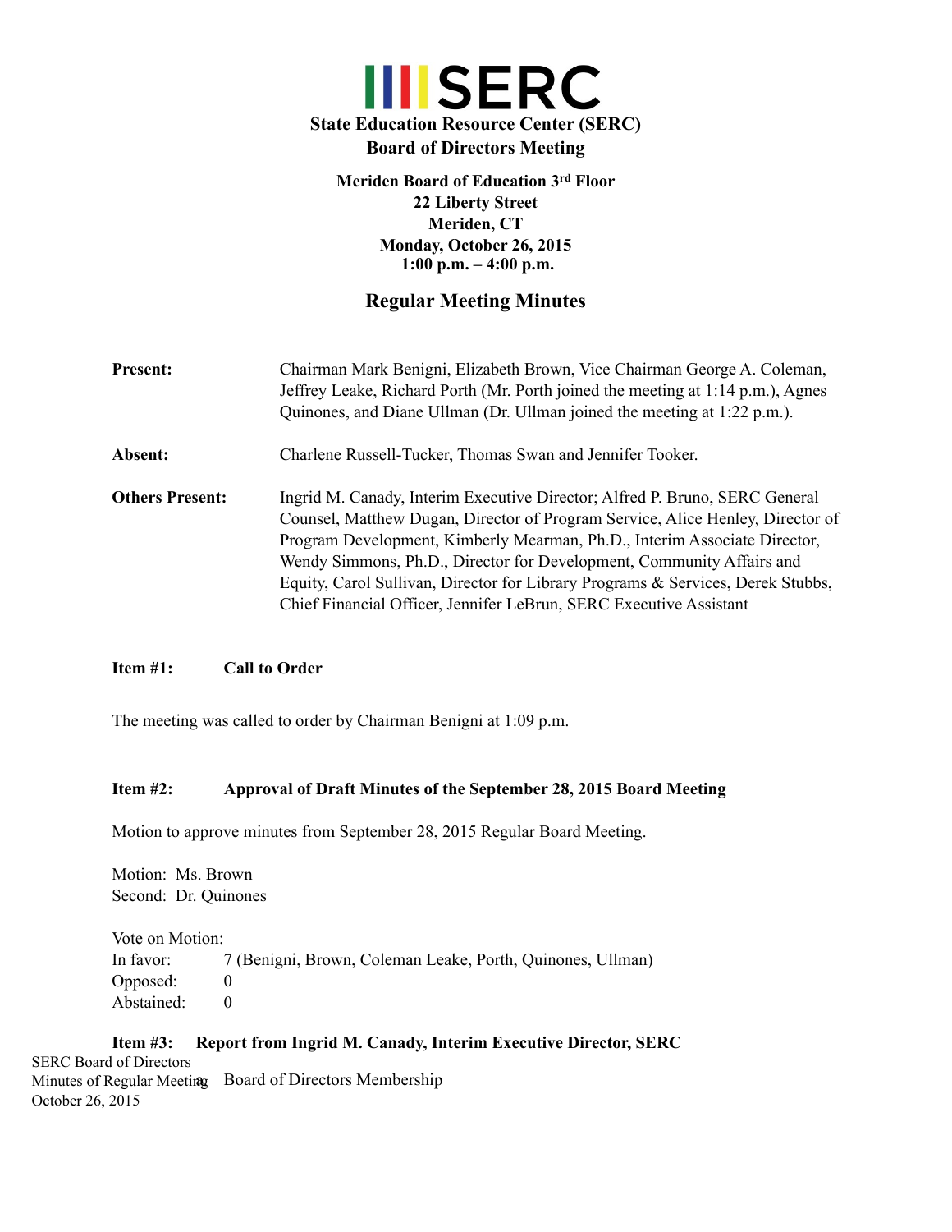# SERC

**State Education Resource Center (SERC)**
**Board of Directors Meeting**

**Meriden Board of Education 3rd Floor**
**22 Liberty Street**
**Meriden, CT**
**Monday, October 26, 2015**
**1:00 p.m. – 4:00 p.m.**

## Regular Meeting Minutes

**Present:** Chairman Mark Benigni, Elizabeth Brown, Vice Chairman George A. Coleman, Jeffrey Leake, Richard Porth (Mr. Porth joined the meeting at 1:14 p.m.), Agnes Quinones, and Diane Ullman (Dr. Ullman joined the meeting at 1:22 p.m.).

**Absent:** Charlene Russell-Tucker, Thomas Swan and Jennifer Tooker.

**Others Present:** Ingrid M. Canady, Interim Executive Director; Alfred P. Bruno, SERC General Counsel, Matthew Dugan, Director of Program Service, Alice Henley, Director of Program Development, Kimberly Mearman, Ph.D., Interim Associate Director, Wendy Simmons, Ph.D., Director for Development, Community Affairs and Equity, Carol Sullivan, Director for Library Programs & Services, Derek Stubbs, Chief Financial Officer, Jennifer LeBrun, SERC Executive Assistant

### Item #1: Call to Order

The meeting was called to order by Chairman Benigni at 1:09 p.m.

### Item #2: Approval of Draft Minutes of the September 28, 2015 Board Meeting

Motion to approve minutes from September 28, 2015 Regular Board Meeting.

Motion: Ms. Brown
Second: Dr. Quinones

Vote on Motion:
In favor: 7 (Benigni, Brown, Coleman Leake, Porth, Quinones, Ullman)
Opposed: 0
Abstained: 0

### Item #3: Report from Ingrid M. Canady, Interim Executive Director, SERC

a. Board of Directors Membership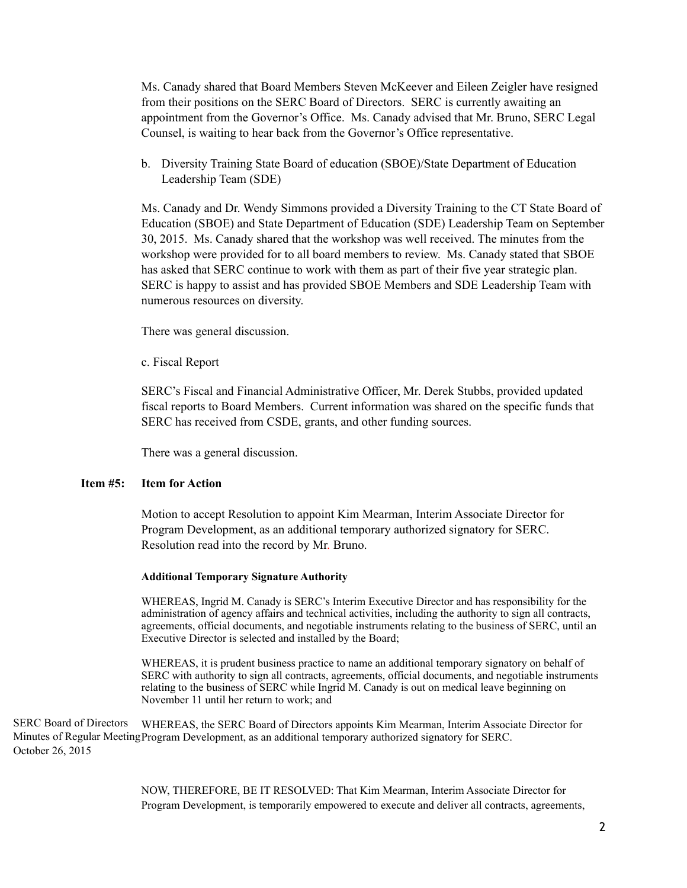Ms. Canady shared that Board Members Steven McKeever and Eileen Zeigler have resigned from their positions on the SERC Board of Directors. SERC is currently awaiting an appointment from the Governor's Office. Ms. Canady advised that Mr. Bruno, SERC Legal Counsel, is waiting to hear back from the Governor's Office representative.

b. Diversity Training State Board of education (SBOE)/State Department of Education Leadership Team (SDE)

Ms. Canady and Dr. Wendy Simmons provided a Diversity Training to the CT State Board of Education (SBOE) and State Department of Education (SDE) Leadership Team on September 30, 2015. Ms. Canady shared that the workshop was well received. The minutes from the workshop were provided for to all board members to review. Ms. Canady stated that SBOE has asked that SERC continue to work with them as part of their five year strategic plan. SERC is happy to assist and has provided SBOE Members and SDE Leadership Team with numerous resources on diversity.

There was general discussion.

c. Fiscal Report

SERC's Fiscal and Financial Administrative Officer, Mr. Derek Stubbs, provided updated fiscal reports to Board Members. Current information was shared on the specific funds that SERC has received from CSDE, grants, and other funding sources.

There was a general discussion.

**Item #5: Item for Action**

Motion to accept Resolution to appoint Kim Mearman, Interim Associate Director for Program Development, as an additional temporary authorized signatory for SERC. Resolution read into the record by Mr. Bruno.

**Additional Temporary Signature Authority**

WHEREAS, Ingrid M. Canady is SERC's Interim Executive Director and has responsibility for the administration of agency affairs and technical activities, including the authority to sign all contracts, agreements, official documents, and negotiable instruments relating to the business of SERC, until an Executive Director is selected and installed by the Board;

WHEREAS, it is prudent business practice to name an additional temporary signatory on behalf of SERC with authority to sign all contracts, agreements, official documents, and negotiable instruments relating to the business of SERC while Ingrid M. Canady is out on medical leave beginning on November 11 until her return to work; and

WHEREAS, the SERC Board of Directors appoints Kim Mearman, Interim Associate Director for Program Development, as an additional temporary authorized signatory for SERC.

NOW, THEREFORE, BE IT RESOLVED: That Kim Mearman, Interim Associate Director for Program Development, is temporarily empowered to execute and deliver all contracts, agreements,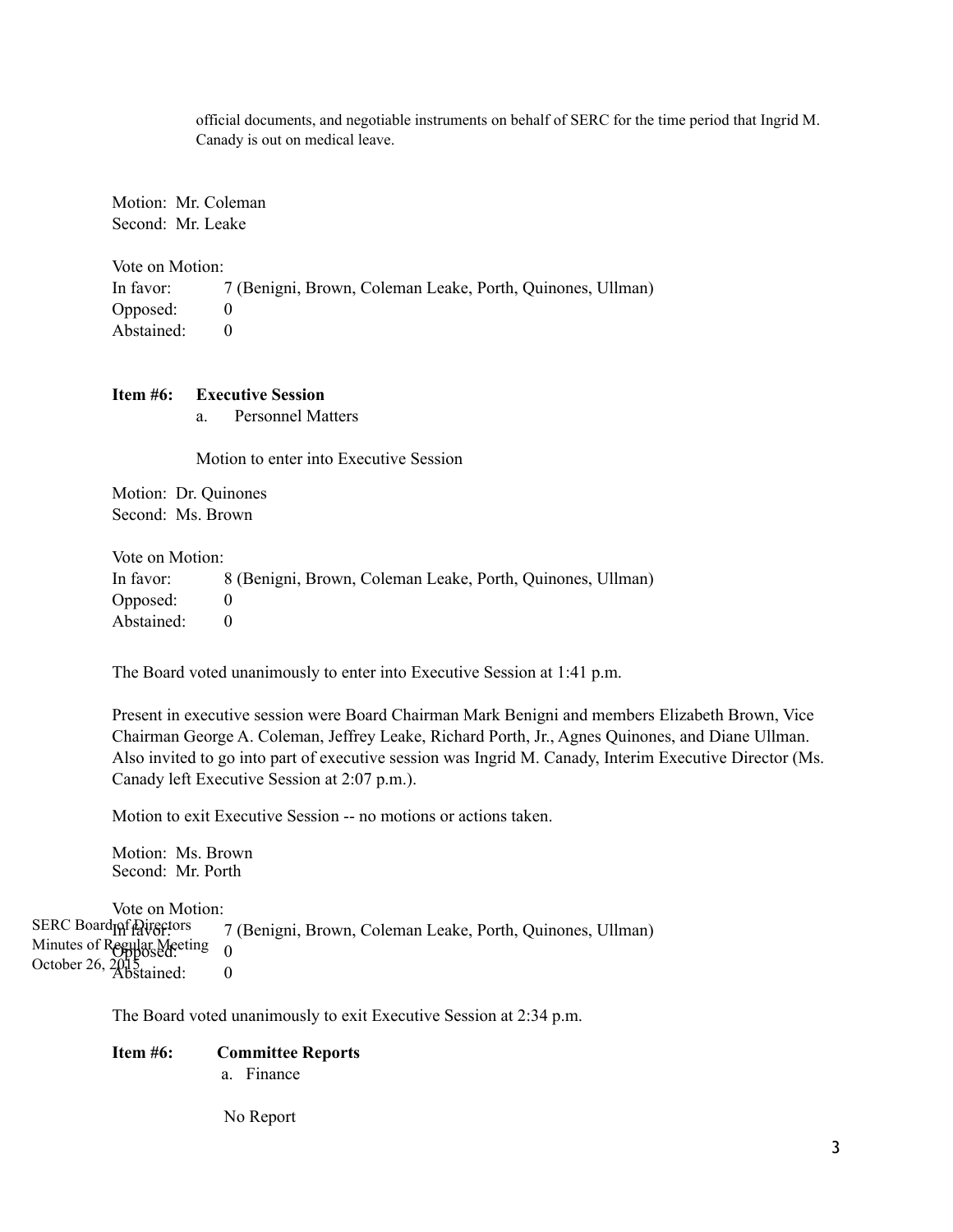official documents, and negotiable instruments on behalf of SERC for the time period that Ingrid M. Canady is out on medical leave.

Motion: Mr. Coleman
Second: Mr. Leake

Vote on Motion:

| | |
|---|---|
| In favor: | 7 (Benigni, Brown, Coleman Leake, Porth, Quinones, Ullman) |
| Opposed: | 0 |
| Abstained: | 0 |

**Item #6: Executive Session**

a. Personnel Matters

Motion to enter into Executive Session

Motion: Dr. Quinones
Second: Ms. Brown

Vote on Motion:

| | |
|---|---|
| In favor: | 8 (Benigni, Brown, Coleman Leake, Porth, Quinones, Ullman) |
| Opposed: | 0 |
| Abstained: | 0 |

The Board voted unanimously to enter into Executive Session at 1:41 p.m.

Present in executive session were Board Chairman Mark Benigni and members Elizabeth Brown, Vice Chairman George A. Coleman, Jeffrey Leake, Richard Porth, Jr., Agnes Quinones, and Diane Ullman. Also invited to go into part of executive session was Ingrid M. Canady, Interim Executive Director (Ms. Canady left Executive Session at 2:07 p.m.).

Motion to exit Executive Session -- no motions or actions taken.

Motion: Ms. Brown
Second: Mr. Porth

Vote on Motion:

| | |
|---|---|
| In favor: | 7 (Benigni, Brown, Coleman Leake, Porth, Quinones, Ullman) |
| Opposed: | 0 |
| Abstained: | 0 |

The Board voted unanimously to exit Executive Session at 2:34 p.m.

**Item #6: Committee Reports**

a. Finance

No Report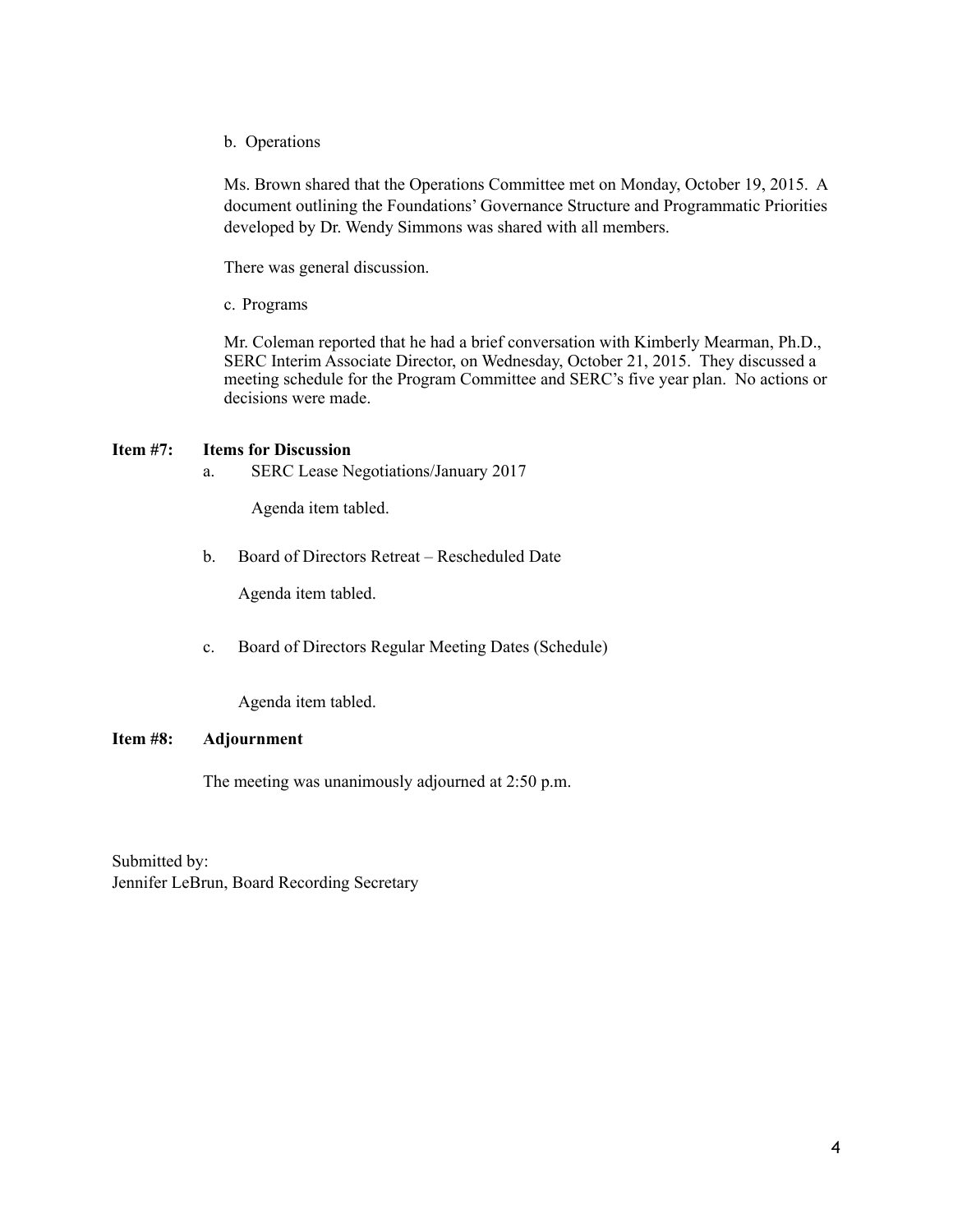b. Operations

Ms. Brown shared that the Operations Committee met on Monday, October 19, 2015. A document outlining the Foundations' Governance Structure and Programmatic Priorities developed by Dr. Wendy Simmons was shared with all members.

There was general discussion.

c. Programs

Mr. Coleman reported that he had a brief conversation with Kimberly Mearman, Ph.D., SERC Interim Associate Director, on Wednesday, October 21, 2015. They discussed a meeting schedule for the Program Committee and SERC's five year plan. No actions or decisions were made.

**Item #7: Items for Discussion**

a. SERC Lease Negotiations/January 2017

Agenda item tabled.

b. Board of Directors Retreat – Rescheduled Date

Agenda item tabled.

c. Board of Directors Regular Meeting Dates (Schedule)

Agenda item tabled.

**Item #8: Adjournment**

The meeting was unanimously adjourned at 2:50 p.m.

Submitted by:
Jennifer LeBrun, Board Recording Secretary